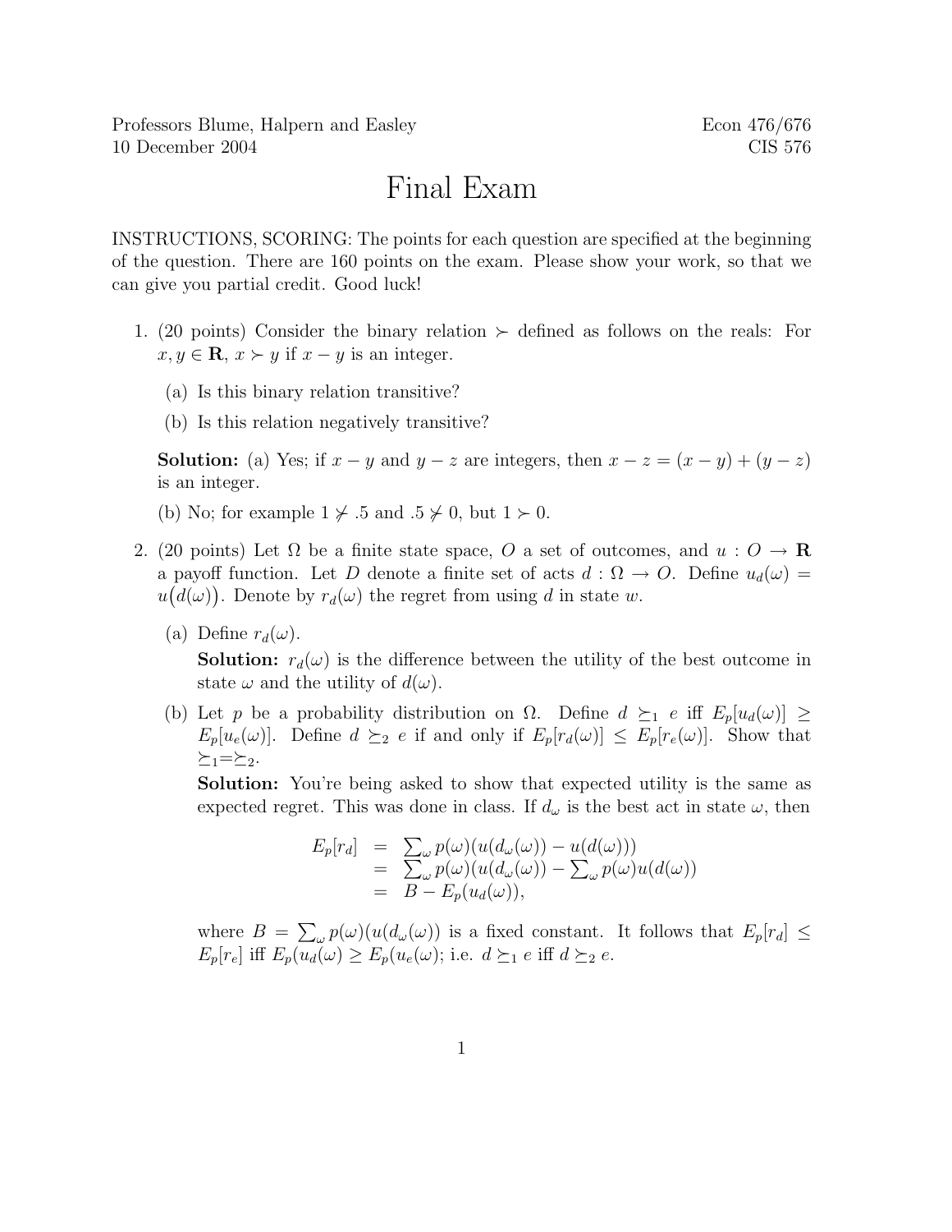Professors Blume, Halpern and Easley
10 December 2004

Econ 476/676
CIS 576

# Final Exam

INSTRUCTIONS, SCORING: The points for each question are specified at the beginning of the question. There are 160 points on the exam. Please show your work, so that we can give you partial credit. Good luck!

1. (20 points) Consider the binary relation $\succ$ defined as follows on the reals: For $x, y \in \mathbf{R}$, $x \succ y$ if $x - y$ is an integer.

   (a) Is this binary relation transitive?

   (b) Is this relation negatively transitive?

   **Solution:** (a) Yes; if $x - y$ and $y - z$ are integers, then $x - z = (x - y) + (y - z)$ is an integer.

   (b) No; for example $1 \not\succ .5$ and $.5 \not\succ 0$, but $1 \succ 0$.

2. (20 points) Let $\Omega$ be a finite state space, $O$ a set of outcomes, and $u : O \to \mathbf{R}$ a payoff function. Let $D$ denote a finite set of acts $d : \Omega \to O$. Define $u_d(\omega) = u\big(d(\omega)\big)$. Denote by $r_d(\omega)$ the regret from using $d$ in state $w$.

   (a) Define $r_d(\omega)$.

   **Solution:** $r_d(\omega)$ is the difference between the utility of the best outcome in state $\omega$ and the utility of $d(\omega)$.

   (b) Let $p$ be a probability distribution on $\Omega$. Define $d \succeq_1 e$ iff $E_p[u_d(\omega)] \geq E_p[u_e(\omega)]$. Define $d \succeq_2 e$ if and only if $E_p[r_d(\omega)] \leq E_p[r_e(\omega)]$. Show that $\succeq_1 = \succeq_2$.

   **Solution:** You're being asked to show that expected utility is the same as expected regret. This was done in class. If $d_\omega$ is the best act in state $\omega$, then

$$
\begin{aligned}
E_p[r_d] &= \textstyle\sum_\omega p(\omega)(u(d_\omega(\omega)) - u(d(\omega))) \\
&= \textstyle\sum_\omega p(\omega)(u(d_\omega(\omega)) - \sum_\omega p(\omega)u(d(\omega)) \\
&= B - E_p(u_d(\omega)),
\end{aligned}
$$

   where $B = \sum_\omega p(\omega)(u(d_\omega(\omega))$ is a fixed constant. It follows that $E_p[r_d] \leq E_p[r_e]$ iff $E_p(u_d(\omega) \geq E_p(u_e(\omega)$; i.e. $d \succeq_1 e$ iff $d \succeq_2 e$.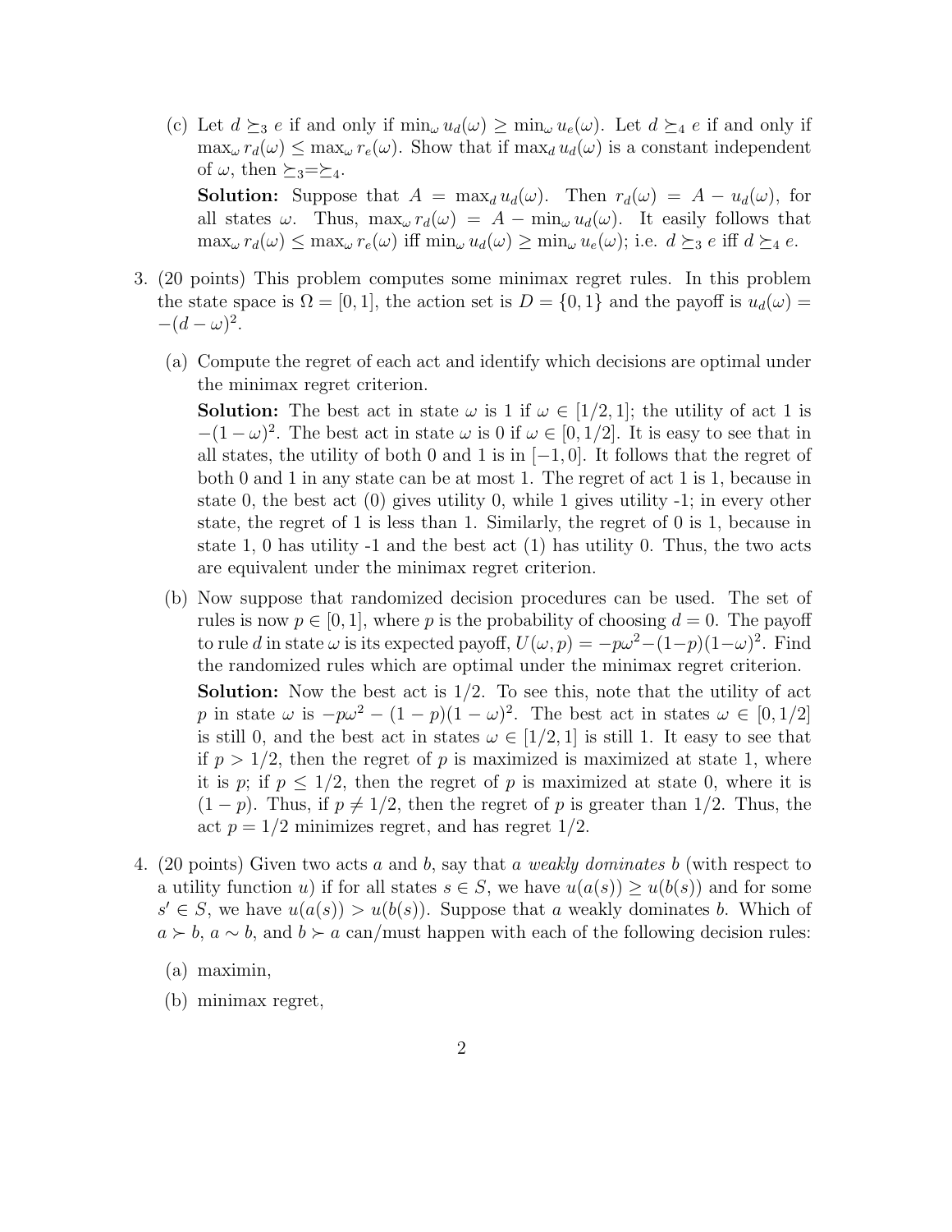(c) Let $d \succeq_3 e$ if and only if $\min_\omega u_d(\omega) \geq \min_\omega u_e(\omega)$. Let $d \succeq_4 e$ if and only if $\max_\omega r_d(\omega) \leq \max_\omega r_e(\omega)$. Show that if $\max_d u_d(\omega)$ is a constant independent of $\omega$, then $\succeq_3 = \succeq_4$.

**Solution:** Suppose that $A = \max_d u_d(\omega)$. Then $r_d(\omega) = A - u_d(\omega)$, for all states $\omega$. Thus, $\max_\omega r_d(\omega) = A - \min_\omega u_d(\omega)$. It easily follows that $\max_\omega r_d(\omega) \leq \max_\omega r_e(\omega)$ iff $\min_\omega u_d(\omega) \geq \min_\omega u_e(\omega)$; i.e. $d \succeq_3 e$ iff $d \succeq_4 e$.

3. (20 points) This problem computes some minimax regret rules. In this problem the state space is $\Omega = [0, 1]$, the action set is $D = \{0, 1\}$ and the payoff is $u_d(\omega) = -(d - \omega)^2$.

(a) Compute the regret of each act and identify which decisions are optimal under the minimax regret criterion.

**Solution:** The best act in state $\omega$ is 1 if $\omega \in [1/2, 1]$; the utility of act 1 is $-(1-\omega)^2$. The best act in state $\omega$ is 0 if $\omega \in [0, 1/2]$. It is easy to see that in all states, the utility of both 0 and 1 is in $[-1, 0]$. It follows that the regret of both 0 and 1 in any state can be at most 1. The regret of act 1 is 1, because in state 0, the best act (0) gives utility 0, while 1 gives utility -1; in every other state, the regret of 1 is less than 1. Similarly, the regret of 0 is 1, because in state 1, 0 has utility -1 and the best act (1) has utility 0. Thus, the two acts are equivalent under the minimax regret criterion.

(b) Now suppose that randomized decision procedures can be used. The set of rules is now $p \in [0, 1]$, where $p$ is the probability of choosing $d = 0$. The payoff to rule $d$ in state $\omega$ is its expected payoff, $U(\omega, p) = -p\omega^2 - (1-p)(1-\omega)^2$. Find the randomized rules which are optimal under the minimax regret criterion.

**Solution:** Now the best act is $1/2$. To see this, note that the utility of act $p$ in state $\omega$ is $-p\omega^2 - (1-p)(1-\omega)^2$. The best act in states $\omega \in [0, 1/2]$ is still 0, and the best act in states $\omega \in [1/2, 1]$ is still 1. It easy to see that if $p > 1/2$, then the regret of $p$ is maximized is maximized at state 1, where it is $p$; if $p \leq 1/2$, then the regret of $p$ is maximized at state 0, where it is $(1-p)$. Thus, if $p \neq 1/2$, then the regret of $p$ is greater than $1/2$. Thus, the act $p = 1/2$ minimizes regret, and has regret $1/2$.

4. (20 points) Given two acts $a$ and $b$, say that $a$ *weakly dominates* $b$ (with respect to a utility function $u$) if for all states $s \in S$, we have $u(a(s)) \geq u(b(s))$ and for some $s' \in S$, we have $u(a(s)) > u(b(s))$. Suppose that $a$ weakly dominates $b$. Which of $a \succ b$, $a \sim b$, and $b \succ a$ can/must happen with each of the following decision rules:

(a) maximin,

(b) minimax regret,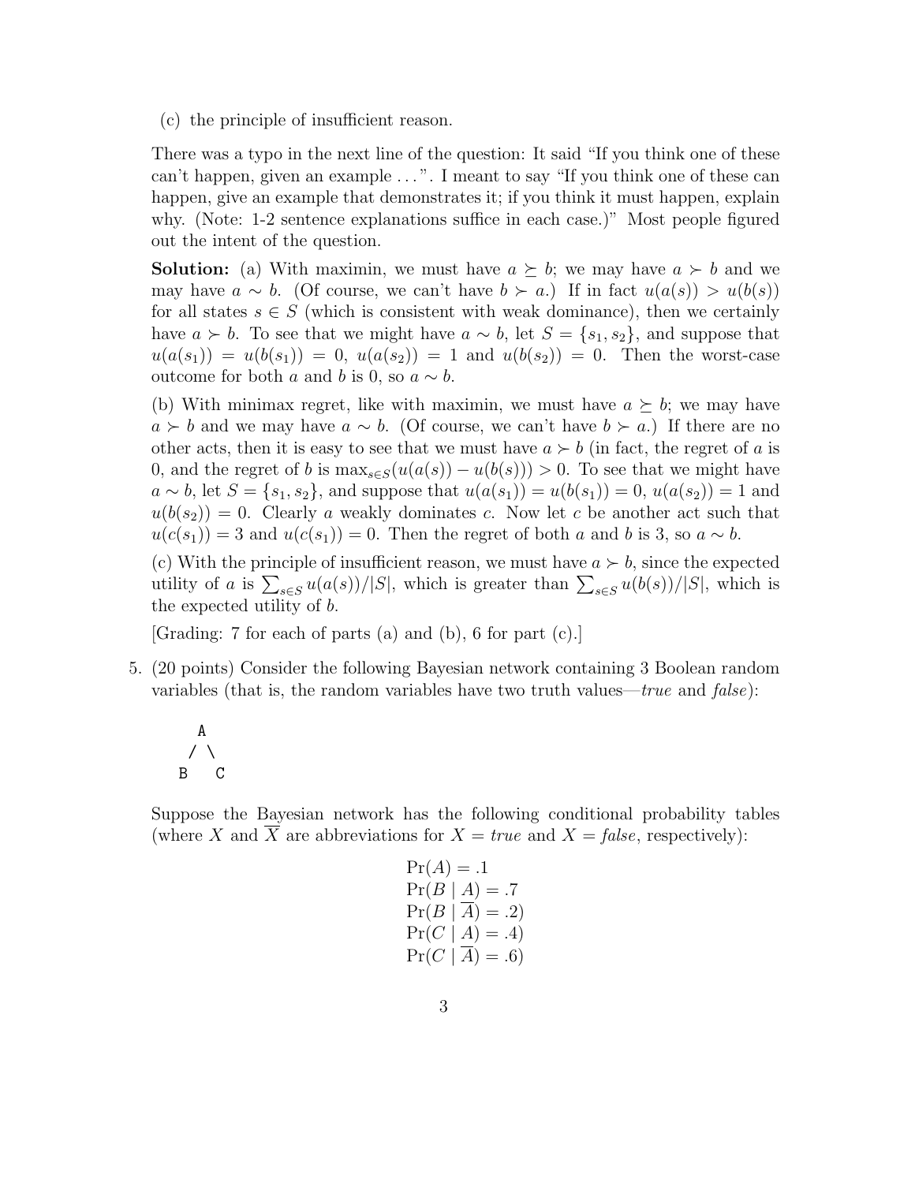(c) the principle of insufficient reason.

There was a typo in the next line of the question: It said "If you think one of these can't happen, given an example ...". I meant to say "If you think one of these can happen, give an example that demonstrates it; if you think it must happen, explain why. (Note: 1-2 sentence explanations suffice in each case.)" Most people figured out the intent of the question.

**Solution:** (a) With maximin, we must have $a \succeq b$; we may have $a \succ b$ and we may have $a \sim b$. (Of course, we can't have $b \succ a$.) If in fact $u(a(s)) > u(b(s))$ for all states $s \in S$ (which is consistent with weak dominance), then we certainly have $a \succ b$. To see that we might have $a \sim b$, let $S = \{s_1, s_2\}$, and suppose that $u(a(s_1)) = u(b(s_1)) = 0$, $u(a(s_2)) = 1$ and $u(b(s_2)) = 0$. Then the worst-case outcome for both $a$ and $b$ is 0, so $a \sim b$.

(b) With minimax regret, like with maximin, we must have $a \succeq b$; we may have $a \succ b$ and we may have $a \sim b$. (Of course, we can't have $b \succ a$.) If there are no other acts, then it is easy to see that we must have $a \succ b$ (in fact, the regret of $a$ is 0, and the regret of $b$ is $\max_{s \in S}(u(a(s)) - u(b(s))) > 0$. To see that we might have $a \sim b$, let $S = \{s_1, s_2\}$, and suppose that $u(a(s_1)) = u(b(s_1)) = 0$, $u(a(s_2)) = 1$ and $u(b(s_2)) = 0$. Clearly $a$ weakly dominates $c$. Now let $c$ be another act such that $u(c(s_1)) = 3$ and $u(c(s_1)) = 0$. Then the regret of both $a$ and $b$ is 3, so $a \sim b$.

(c) With the principle of insufficient reason, we must have $a \succ b$, since the expected utility of $a$ is $\sum_{s \in S} u(a(s))/|S|$, which is greater than $\sum_{s \in S} u(b(s))/|S|$, which is the expected utility of $b$.

[Grading: 7 for each of parts (a) and (b), 6 for part (c).]

5. (20 points) Consider the following Bayesian network containing 3 Boolean random variables (that is, the random variables have two truth values—*true* and *false*):

```
   A
  / \
 B   C
```

Suppose the Bayesian network has the following conditional probability tables (where $X$ and $\overline{X}$ are abbreviations for $X = true$ and $X = false$, respectively):

$$\Pr(A) = .1$$
$$\Pr(B \mid A) = .7$$
$$\Pr(B \mid \overline{A}) = .2)$$
$$\Pr(C \mid A) = .4)$$
$$\Pr(C \mid \overline{A}) = .6)$$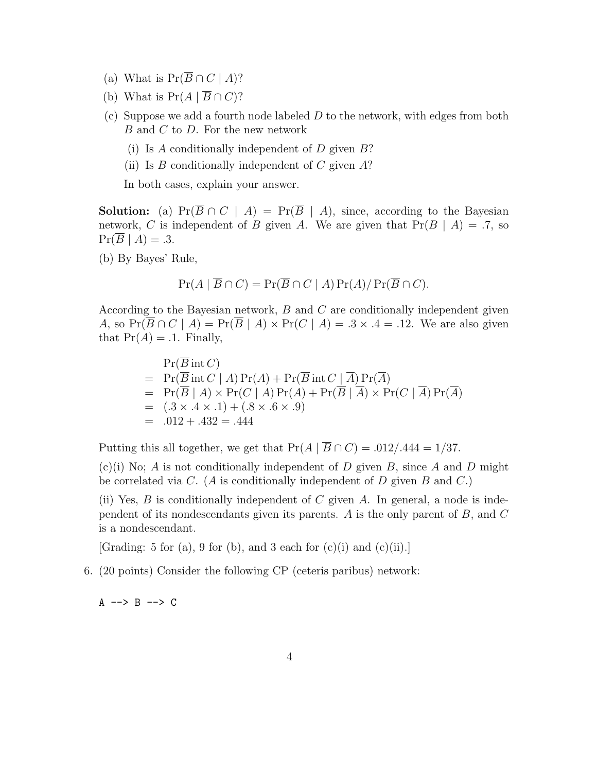(a) What is $\Pr(\overline{B} \cap C \mid A)$?

(b) What is $\Pr(A \mid \overline{B} \cap C)$?

(c) Suppose we add a fourth node labeled $D$ to the network, with edges from both $B$ and $C$ to $D$. For the new network

 (i) Is $A$ conditionally independent of $D$ given $B$?

 (ii) Is $B$ conditionally independent of $C$ given $A$?

 In both cases, explain your answer.

**Solution:** (a) $\Pr(\overline{B} \cap C \mid A) = \Pr(\overline{B} \mid A)$, since, according to the Bayesian network, $C$ is independent of $B$ given $A$. We are given that $\Pr(B \mid A) = .7$, so $\Pr(\overline{B} \mid A) = .3$.

(b) By Bayes' Rule,

$$\Pr(A \mid \overline{B} \cap C) = \Pr(\overline{B} \cap C \mid A) \Pr(A) / \Pr(\overline{B} \cap C).$$

According to the Bayesian network, $B$ and $C$ are conditionally independent given $A$, so $\Pr(\overline{B} \cap C \mid A) = \Pr(\overline{B} \mid A) \times \Pr(C \mid A) = .3 \times .4 = .12$. We are also given that $\Pr(A) = .1$. Finally,

$$\begin{aligned}
& \Pr(\overline{B} \,\mathrm{int}\, C) \\
= \; & \Pr(\overline{B} \,\mathrm{int}\, C \mid A) \Pr(A) + \Pr(\overline{B} \,\mathrm{int}\, C \mid \overline{A}) \Pr(\overline{A}) \\
= \; & \Pr(\overline{B} \mid A) \times \Pr(C \mid A) \Pr(A) + \Pr(\overline{B} \mid \overline{A}) \times \Pr(C \mid \overline{A}) \Pr(\overline{A}) \\
= \; & (.3 \times .4 \times .1) + (.8 \times .6 \times .9) \\
= \; & .012 + .432 = .444
\end{aligned}$$

Putting this all together, we get that $\Pr(A \mid \overline{B} \cap C) = .012/.444 = 1/37$.

(c)(i) No; $A$ is not conditionally independent of $D$ given $B$, since $A$ and $D$ might be correlated via $C$. ($A$ is conditionally independent of $D$ given $B$ and $C$.)

(ii) Yes, $B$ is conditionally independent of $C$ given $A$. In general, a node is independent of its nondescendants given its parents. $A$ is the only parent of $B$, and $C$ is a nondescendant.

[Grading: 5 for (a), 9 for (b), and 3 each for (c)(i) and (c)(ii).]

6. (20 points) Consider the following CP (ceteris paribus) network:

```
A --> B --> C
```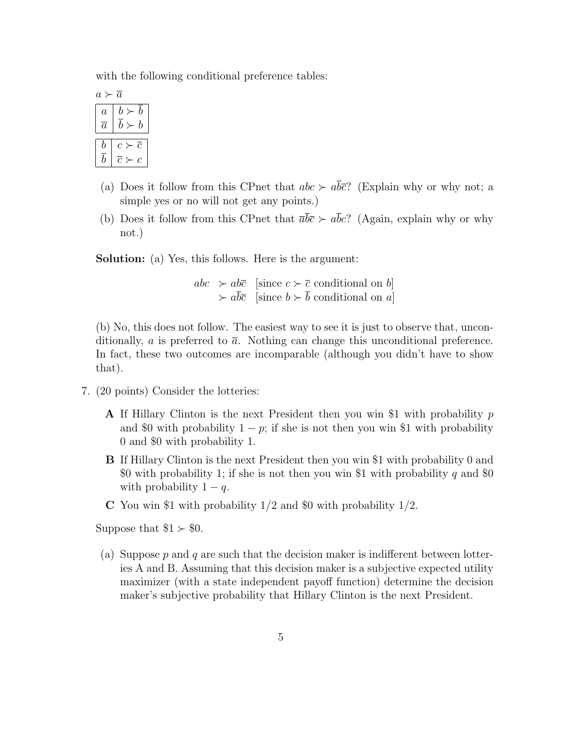with the following conditional preference tables:

$a \succ \overline{a}$

| | |
|---|---|
| $a$ | $b \succ \overline{b}$ |
| $\overline{a}$ | $\overline{b} \succ b$ |

| | |
|---|---|
| $b$ | $c \succ \overline{c}$ |
| $\overline{b}$ | $\overline{c} \succ c$ |

(a) Does it follow from this CPnet that $abc \succ a\overline{b}\overline{c}$? (Explain why or why not; a simple yes or no will not get any points.)

(b) Does it follow from this CPnet that $\overline{a}\overline{b}\overline{c} \succ a\overline{b}c$? (Again, explain why or why not.)

**Solution:** (a) Yes, this follows. Here is the argument:

$$
\begin{aligned}
abc &\succ ab\overline{c} \quad \text{[since } c \succ \overline{c} \text{ conditional on } b\text{]} \\
&\succ a\overline{b}\overline{c} \quad \text{[since } b \succ \overline{b} \text{ conditional on } a\text{]}
\end{aligned}
$$

(b) No, this does not follow. The easiest way to see it is just to observe that, unconditionally, $a$ is preferred to $\overline{a}$. Nothing can change this unconditional preference. In fact, these two outcomes are incomparable (although you didn't have to show that).

7. (20 points) Consider the lotteries:

   **A** If Hillary Clinton is the next President then you win \$1 with probability $p$ and \$0 with probability $1 - p$; if she is not then you win \$1 with probability 0 and \$0 with probability 1.

   **B** If Hillary Clinton is the next President then you win \$1 with probability 0 and \$0 with probability 1; if she is not then you win \$1 with probability $q$ and \$0 with probability $1 - q$.

   **C** You win \$1 with probability 1/2 and \$0 with probability 1/2.

Suppose that $\$1 \succ \$0$.

(a) Suppose $p$ and $q$ are such that the decision maker is indifferent between lotteries A and B. Assuming that this decision maker is a subjective expected utility maximizer (with a state independent payoff function) determine the decision maker's subjective probability that Hillary Clinton is the next President.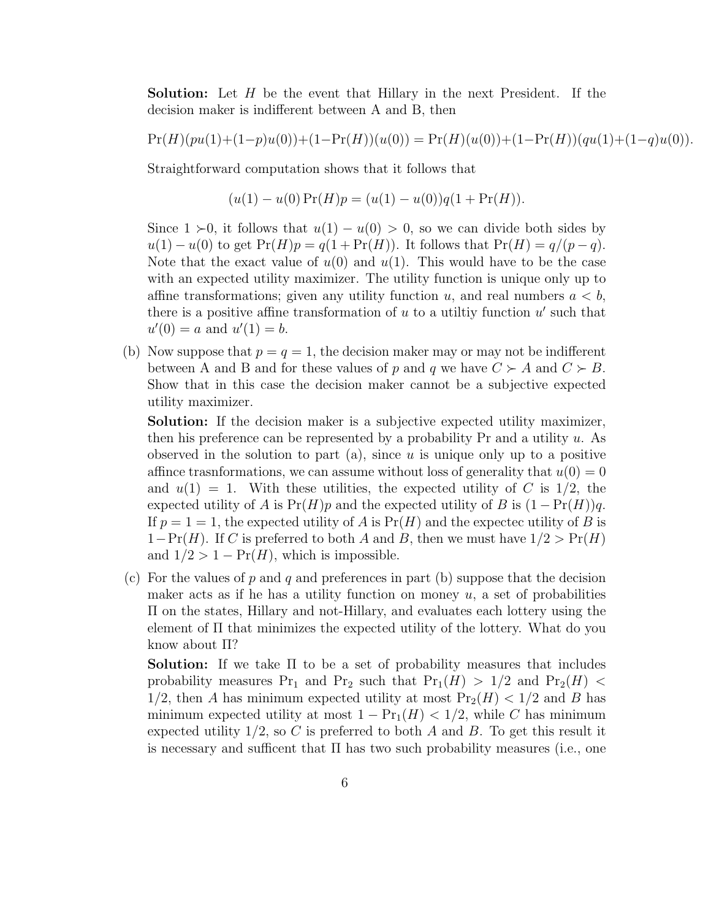**Solution:** Let $H$ be the event that Hillary in the next President. If the decision maker is indifferent between A and B, then

$$\Pr(H)(pu(1)+(1-p)u(0))+(1-\Pr(H))(u(0)) = \Pr(H)(u(0))+(1-\Pr(H))(qu(1)+(1-q)u(0)).$$

Straightforward computation shows that it follows that

$$(u(1) - u(0)\Pr(H)p = (u(1) - u(0))q(1 + \Pr(H)).$$

Since $1 \succ 0$, it follows that $u(1) - u(0) > 0$, so we can divide both sides by $u(1) - u(0)$ to get $\Pr(H)p = q(1 + \Pr(H))$. It follows that $\Pr(H) = q/(p - q)$. Note that the exact value of $u(0)$ and $u(1)$. This would have to be the case with an expected utility maximizer. The utility function is unique only up to affine transformations; given any utility function $u$, and real numbers $a < b$, there is a positive affine transformation of $u$ to a utiltiy function $u'$ such that $u'(0) = a$ and $u'(1) = b$.

(b) Now suppose that $p = q = 1$, the decision maker may or may not be indifferent between A and B and for these values of $p$ and $q$ we have $C \succ A$ and $C \succ B$. Show that in this case the decision maker cannot be a subjective expected utility maximizer.

**Solution:** If the decision maker is a subjective expected utility maximizer, then his preference can be represented by a probability Pr and a utility $u$. As observed in the solution to part (a), since $u$ is unique only up to a positive affince trasnformations, we can assume without loss of generality that $u(0) = 0$ and $u(1) = 1$. With these utilities, the expected utility of $C$ is $1/2$, the expected utility of $A$ is $\Pr(H)p$ and the expected utility of $B$ is $(1 - \Pr(H))q$. If $p = 1 = 1$, the expected utility of $A$ is $\Pr(H)$ and the expectec utility of $B$ is $1 - \Pr(H)$. If $C$ is preferred to both $A$ and $B$, then we must have $1/2 > \Pr(H)$ and $1/2 > 1 - \Pr(H)$, which is impossible.

(c) For the values of $p$ and $q$ and preferences in part (b) suppose that the decision maker acts as if he has a utility function on money $u$, a set of probabilities $\Pi$ on the states, Hillary and not-Hillary, and evaluates each lottery using the element of $\Pi$ that minimizes the expected utility of the lottery. What do you know about $\Pi$?

**Solution:** If we take $\Pi$ to be a set of probability measures that includes probability measures $\Pr_1$ and $\Pr_2$ such that $\Pr_1(H) > 1/2$ and $\Pr_2(H) < 1/2$, then $A$ has minimum expected utility at most $\Pr_2(H) < 1/2$ and $B$ has minimum expected utility at most $1 - \Pr_1(H) < 1/2$, while $C$ has minimum expected utility $1/2$, so $C$ is preferred to both $A$ and $B$. To get this result it is necessary and sufficent that $\Pi$ has two such probability measures (i.e., one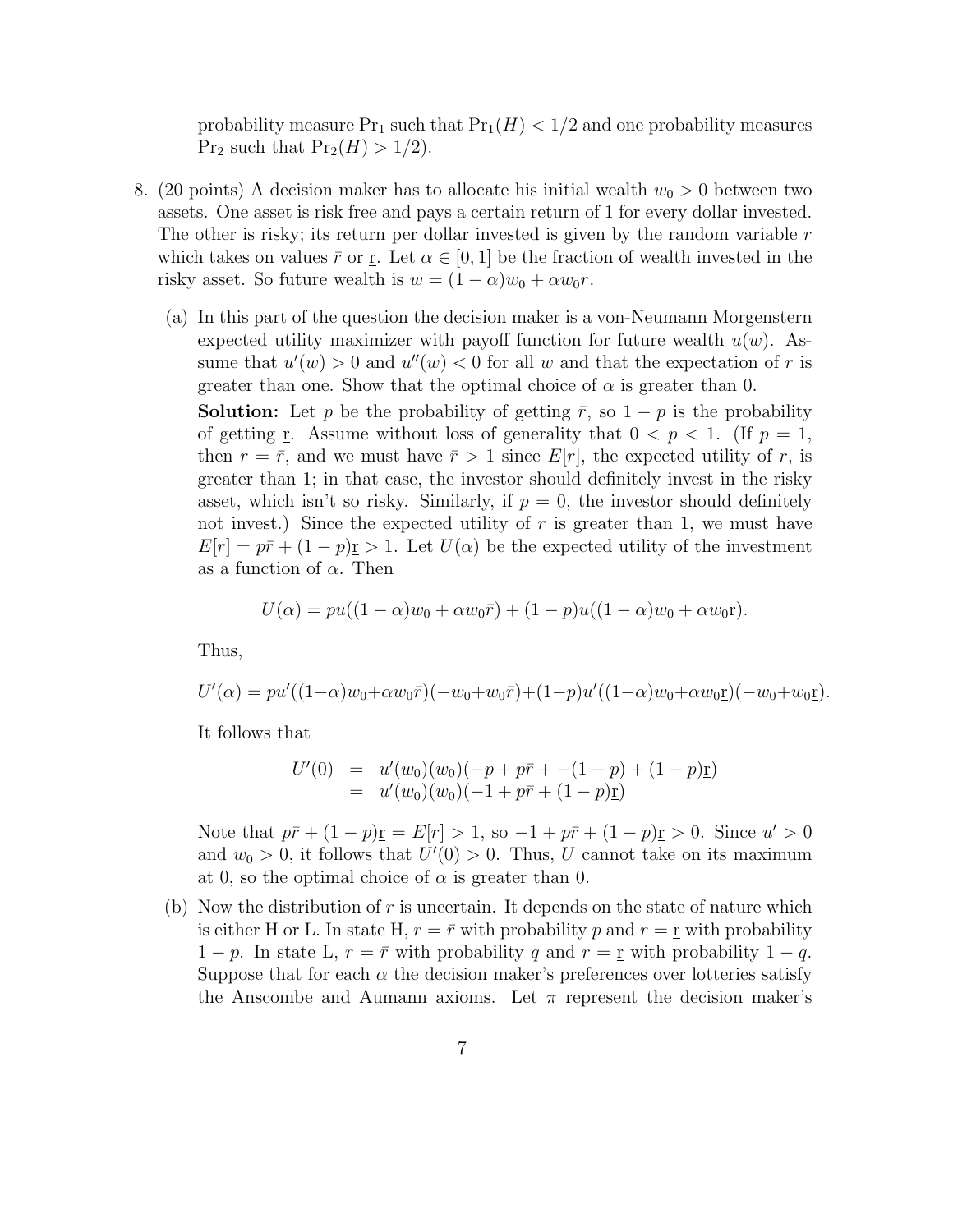probability measure $\Pr_1$ such that $\Pr_1(H) < 1/2$ and one probability measures $\Pr_2$ such that $\Pr_2(H) > 1/2$).

8. (20 points) A decision maker has to allocate his initial wealth $w_0 > 0$ between two assets. One asset is risk free and pays a certain return of 1 for every dollar invested. The other is risky; its return per dollar invested is given by the random variable $r$ which takes on values $\bar{r}$ or $\underline{r}$. Let $\alpha \in [0, 1]$ be the fraction of wealth invested in the risky asset. So future wealth is $w = (1 - \alpha)w_0 + \alpha w_0 r$.

   (a) In this part of the question the decision maker is a von-Neumann Morgenstern expected utility maximizer with payoff function for future wealth $u(w)$. Assume that $u'(w) > 0$ and $u''(w) < 0$ for all $w$ and that the expectation of $r$ is greater than one. Show that the optimal choice of $\alpha$ is greater than 0.

   **Solution:** Let $p$ be the probability of getting $\bar{r}$, so $1 - p$ is the probability of getting $\underline{r}$. Assume without loss of generality that $0 < p < 1$. (If $p = 1$, then $r = \bar{r}$, and we must have $\bar{r} > 1$ since $E[r]$, the expected utility of $r$, is greater than 1; in that case, the investor should definitely invest in the risky asset, which isn't so risky. Similarly, if $p = 0$, the investor should definitely not invest.) Since the expected utility of $r$ is greater than 1, we must have $E[r] = p\bar{r} + (1 - p)\underline{r} > 1$. Let $U(\alpha)$ be the expected utility of the investment as a function of $\alpha$. Then

   $$U(\alpha) = pu((1 - \alpha)w_0 + \alpha w_0 \bar{r}) + (1 - p)u((1 - \alpha)w_0 + \alpha w_0 \underline{r}).$$

   Thus,

   $$U'(\alpha) = pu'((1-\alpha)w_0+\alpha w_0\bar{r})(-w_0+w_0\bar{r})+(1-p)u'((1-\alpha)w_0+\alpha w_0\underline{r})(-w_0+w_0\underline{r}).$$

   It follows that

   $$\begin{aligned} U'(0) &= u'(w_0)(w_0)(-p + p\bar{r} + -(1 - p) + (1 - p)\underline{r}) \\ &= u'(w_0)(w_0)(-1 + p\bar{r} + (1 - p)\underline{r}) \end{aligned}$$

   Note that $p\bar{r} + (1 - p)\underline{r} = E[r] > 1$, so $-1 + p\bar{r} + (1 - p)\underline{r} > 0$. Since $u' > 0$ and $w_0 > 0$, it follows that $U'(0) > 0$. Thus, $U$ cannot take on its maximum at 0, so the optimal choice of $\alpha$ is greater than 0.

   (b) Now the distribution of $r$ is uncertain. It depends on the state of nature which is either H or L. In state H, $r = \bar{r}$ with probability $p$ and $r = \underline{r}$ with probability $1 - p$. In state L, $r = \bar{r}$ with probability $q$ and $r = \underline{r}$ with probability $1 - q$. Suppose that for each $\alpha$ the decision maker's preferences over lotteries satisfy the Anscombe and Aumann axioms. Let $\pi$ represent the decision maker's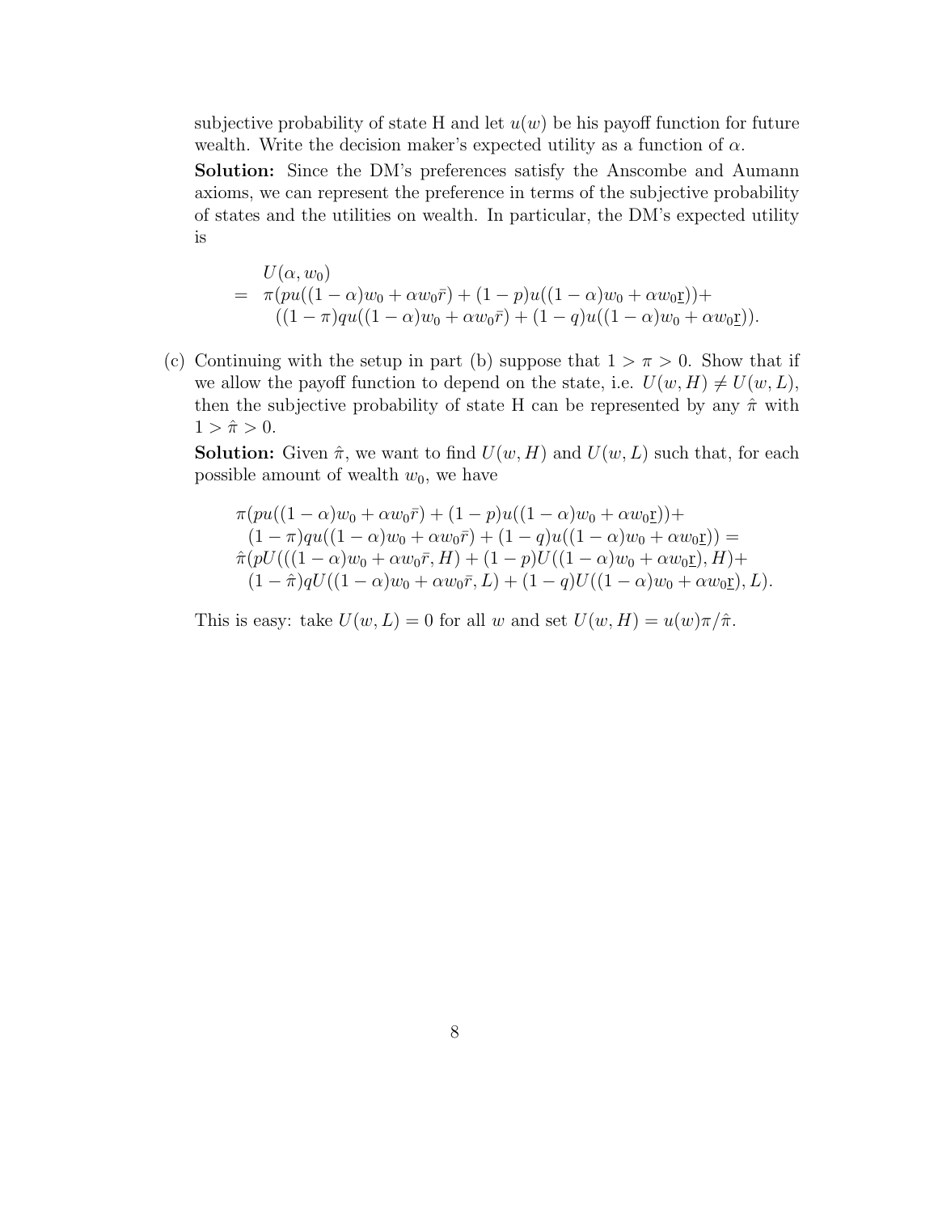subjective probability of state H and let $u(w)$ be his payoff function for future wealth. Write the decision maker's expected utility as a function of $\alpha$.

**Solution:** Since the DM's preferences satisfy the Anscombe and Aumann axioms, we can represent the preference in terms of the subjective probability of states and the utilities on wealth. In particular, the DM's expected utility is

$$
\begin{aligned}
& U(\alpha, w_0) \\
= \; & \pi(pu((1-\alpha)w_0 + \alpha w_0 \bar{r}) + (1-p)u((1-\alpha)w_0 + \alpha w_0 \underline{r}))+ \\
& ((1-\pi)qu((1-\alpha)w_0 + \alpha w_0 \bar{r}) + (1-q)u((1-\alpha)w_0 + \alpha w_0 \underline{r})).
\end{aligned}
$$

(c) Continuing with the setup in part (b) suppose that $1 > \pi > 0$. Show that if we allow the payoff function to depend on the state, i.e. $U(w, H) \neq U(w, L)$, then the subjective probability of state H can be represented by any $\hat{\pi}$ with $1 > \hat{\pi} > 0$.

**Solution:** Given $\hat{\pi}$, we want to find $U(w, H)$ and $U(w, L)$ such that, for each possible amount of wealth $w_0$, we have

$$
\begin{aligned}
& \pi(pu((1-\alpha)w_0 + \alpha w_0 \bar{r}) + (1-p)u((1-\alpha)w_0 + \alpha w_0 \underline{r}))+ \\
& \quad (1-\pi)qu((1-\alpha)w_0 + \alpha w_0 \bar{r}) + (1-q)u((1-\alpha)w_0 + \alpha w_0 \underline{r})) = \\
& \hat{\pi}(pU(((1-\alpha)w_0 + \alpha w_0 \bar{r}, H) + (1-p)U((1-\alpha)w_0 + \alpha w_0 \underline{r}), H)+ \\
& \quad (1-\hat{\pi})qU((1-\alpha)w_0 + \alpha w_0 \bar{r}, L) + (1-q)U((1-\alpha)w_0 + \alpha w_0 \underline{r}), L).
\end{aligned}
$$

This is easy: take $U(w, L) = 0$ for all $w$ and set $U(w, H) = u(w)\pi/\hat{\pi}$.